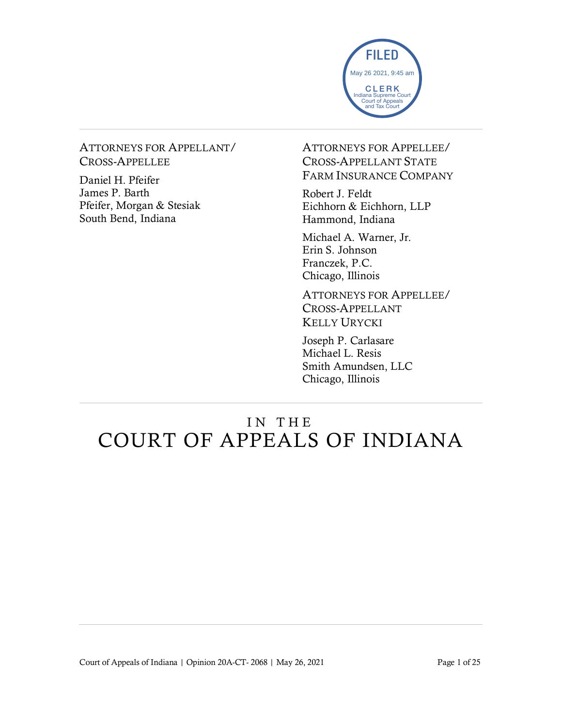FILED
May 26 2021, 9:45 am
CLERK
Indiana Supreme Court
Court of Appeals
and Tax Court

ATTORNEYS FOR APPELLANT/
CROSS-APPELLEE

Daniel H. Pfeifer
James P. Barth
Pfeifer, Morgan & Stesiak
South Bend, Indiana

ATTORNEYS FOR APPELLEE/
CROSS-APPELLANT STATE
FARM INSURANCE COMPANY

Robert J. Feldt
Eichhorn & Eichhorn, LLP
Hammond, Indiana

Michael A. Warner, Jr.
Erin S. Johnson
Franczek, P.C.
Chicago, Illinois

ATTORNEYS FOR APPELLEE/
CROSS-APPELLANT
KELLY URYCKI

Joseph P. Carlasare
Michael L. Resis
Smith Amundsen, LLC
Chicago, Illinois

# IN THE
# COURT OF APPEALS OF INDIANA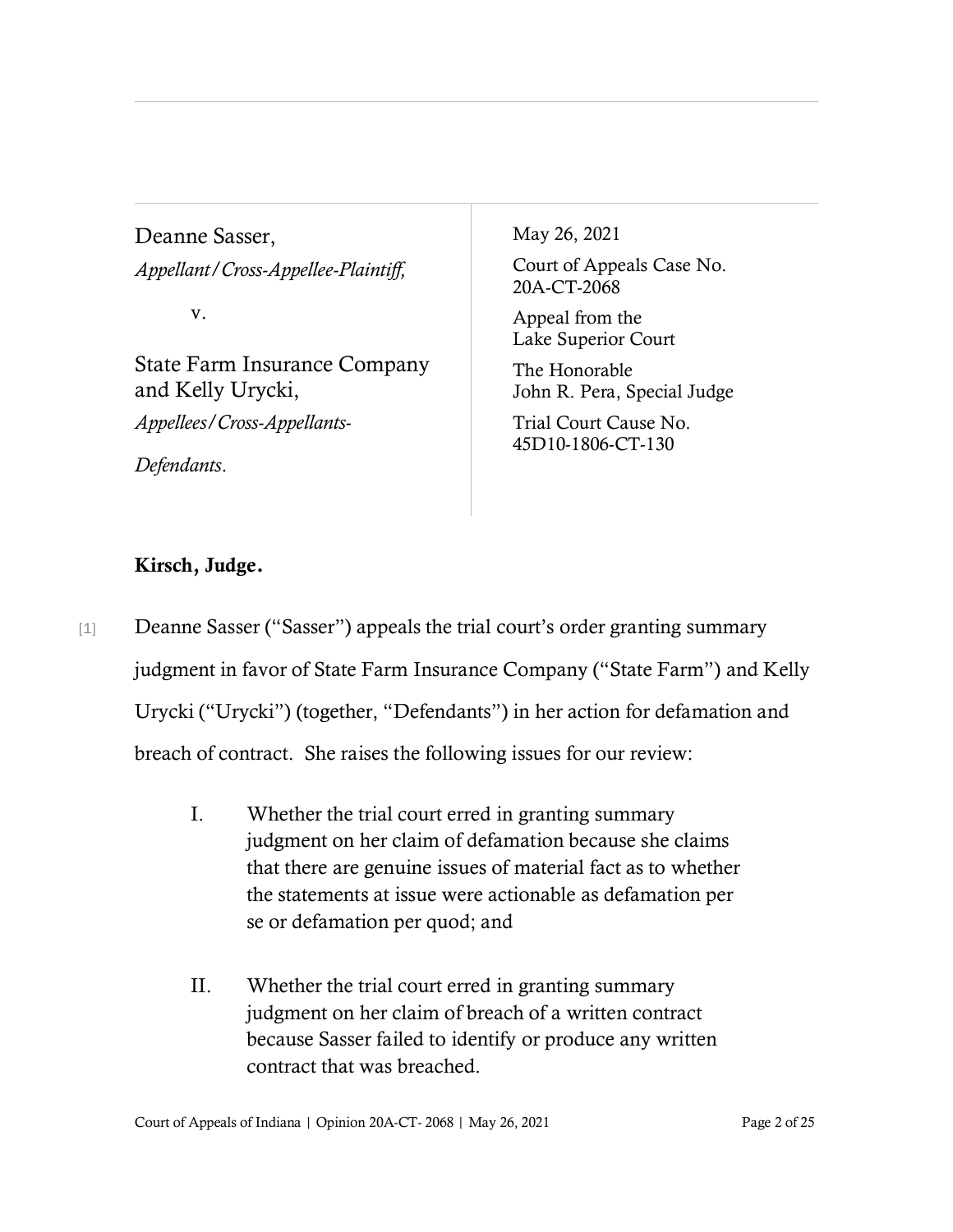Deanne Sasser,
*Appellant/Cross-Appellee-Plaintiff,*

v.

State Farm Insurance Company and Kelly Urycki,
*Appellees/Cross-Appellants-Defendants*.

May 26, 2021

Court of Appeals Case No. 20A-CT-2068

Appeal from the Lake Superior Court

The Honorable John R. Pera, Special Judge

Trial Court Cause No. 45D10-1806-CT-130

**Kirsch, Judge.**

[1] Deanne Sasser ("Sasser") appeals the trial court's order granting summary judgment in favor of State Farm Insurance Company ("State Farm") and Kelly Urycki ("Urycki") (together, "Defendants") in her action for defamation and breach of contract. She raises the following issues for our review:

I. Whether the trial court erred in granting summary judgment on her claim of defamation because she claims that there are genuine issues of material fact as to whether the statements at issue were actionable as defamation per se or defamation per quod; and

II. Whether the trial court erred in granting summary judgment on her claim of breach of a written contract because Sasser failed to identify or produce any written contract that was breached.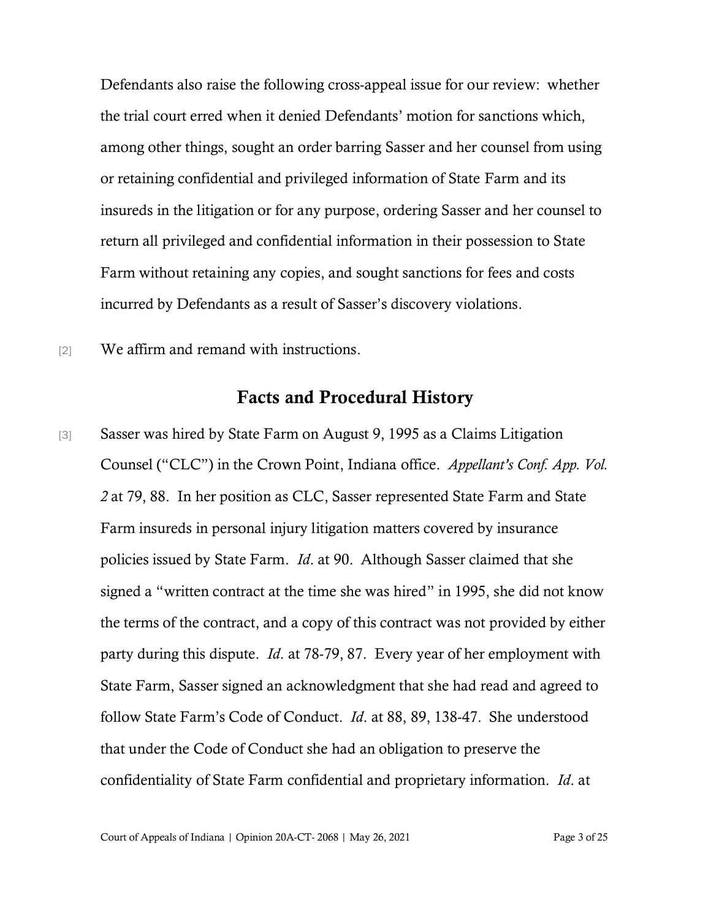Defendants also raise the following cross-appeal issue for our review: whether the trial court erred when it denied Defendants' motion for sanctions which, among other things, sought an order barring Sasser and her counsel from using or retaining confidential and privileged information of State Farm and its insureds in the litigation or for any purpose, ordering Sasser and her counsel to return all privileged and confidential information in their possession to State Farm without retaining any copies, and sought sanctions for fees and costs incurred by Defendants as a result of Sasser's discovery violations.

[2] We affirm and remand with instructions.

## Facts and Procedural History

[3] Sasser was hired by State Farm on August 9, 1995 as a Claims Litigation Counsel ("CLC") in the Crown Point, Indiana office. *Appellant's Conf. App. Vol. 2* at 79, 88. In her position as CLC, Sasser represented State Farm and State Farm insureds in personal injury litigation matters covered by insurance policies issued by State Farm. *Id*. at 90. Although Sasser claimed that she signed a "written contract at the time she was hired" in 1995, she did not know the terms of the contract, and a copy of this contract was not provided by either party during this dispute. *Id*. at 78-79, 87. Every year of her employment with State Farm, Sasser signed an acknowledgment that she had read and agreed to follow State Farm's Code of Conduct. *Id*. at 88, 89, 138-47. She understood that under the Code of Conduct she had an obligation to preserve the confidentiality of State Farm confidential and proprietary information. *Id*. at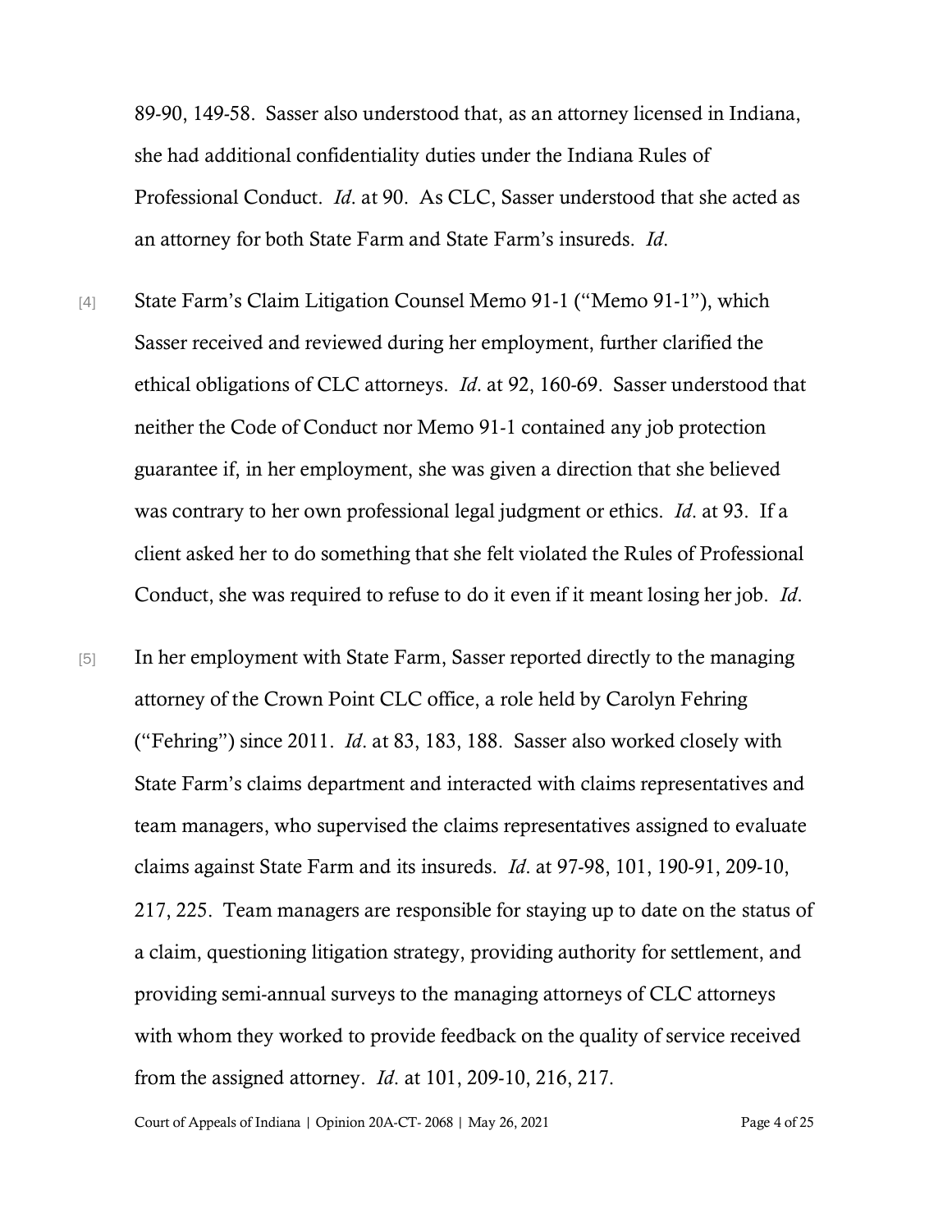89-90, 149-58. Sasser also understood that, as an attorney licensed in Indiana, she had additional confidentiality duties under the Indiana Rules of Professional Conduct. *Id*. at 90. As CLC, Sasser understood that she acted as an attorney for both State Farm and State Farm's insureds. *Id*.

[4] State Farm's Claim Litigation Counsel Memo 91-1 ("Memo 91-1"), which Sasser received and reviewed during her employment, further clarified the ethical obligations of CLC attorneys. *Id*. at 92, 160-69. Sasser understood that neither the Code of Conduct nor Memo 91-1 contained any job protection guarantee if, in her employment, she was given a direction that she believed was contrary to her own professional legal judgment or ethics. *Id*. at 93. If a client asked her to do something that she felt violated the Rules of Professional Conduct, she was required to refuse to do it even if it meant losing her job. *Id*.

[5] In her employment with State Farm, Sasser reported directly to the managing attorney of the Crown Point CLC office, a role held by Carolyn Fehring ("Fehring") since 2011. *Id*. at 83, 183, 188. Sasser also worked closely with State Farm's claims department and interacted with claims representatives and team managers, who supervised the claims representatives assigned to evaluate claims against State Farm and its insureds. *Id*. at 97-98, 101, 190-91, 209-10, 217, 225. Team managers are responsible for staying up to date on the status of a claim, questioning litigation strategy, providing authority for settlement, and providing semi-annual surveys to the managing attorneys of CLC attorneys with whom they worked to provide feedback on the quality of service received from the assigned attorney. *Id*. at 101, 209-10, 216, 217.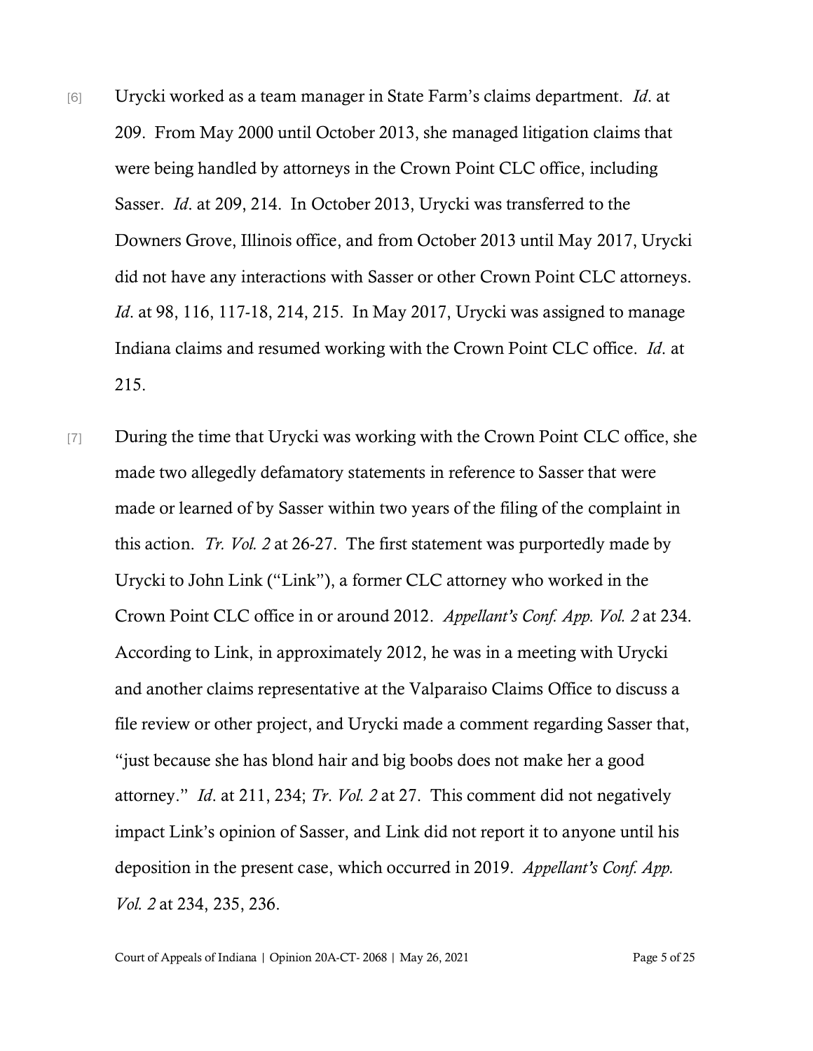[6] Urycki worked as a team manager in State Farm's claims department. *Id*. at 209. From May 2000 until October 2013, she managed litigation claims that were being handled by attorneys in the Crown Point CLC office, including Sasser. *Id*. at 209, 214. In October 2013, Urycki was transferred to the Downers Grove, Illinois office, and from October 2013 until May 2017, Urycki did not have any interactions with Sasser or other Crown Point CLC attorneys. *Id*. at 98, 116, 117-18, 214, 215. In May 2017, Urycki was assigned to manage Indiana claims and resumed working with the Crown Point CLC office. *Id*. at 215.

[7] During the time that Urycki was working with the Crown Point CLC office, she made two allegedly defamatory statements in reference to Sasser that were made or learned of by Sasser within two years of the filing of the complaint in this action. *Tr. Vol. 2* at 26-27. The first statement was purportedly made by Urycki to John Link ("Link"), a former CLC attorney who worked in the Crown Point CLC office in or around 2012. *Appellant's Conf. App. Vol. 2* at 234. According to Link, in approximately 2012, he was in a meeting with Urycki and another claims representative at the Valparaiso Claims Office to discuss a file review or other project, and Urycki made a comment regarding Sasser that, "just because she has blond hair and big boobs does not make her a good attorney." *Id*. at 211, 234; *Tr. Vol. 2* at 27. This comment did not negatively impact Link's opinion of Sasser, and Link did not report it to anyone until his deposition in the present case, which occurred in 2019. *Appellant's Conf. App. Vol. 2* at 234, 235, 236.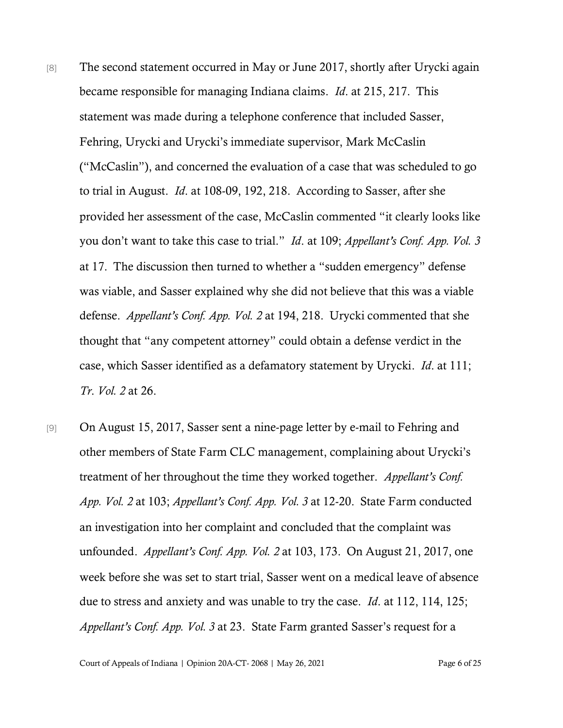[8] The second statement occurred in May or June 2017, shortly after Urycki again became responsible for managing Indiana claims. *Id*. at 215, 217. This statement was made during a telephone conference that included Sasser, Fehring, Urycki and Urycki's immediate supervisor, Mark McCaslin ("McCaslin"), and concerned the evaluation of a case that was scheduled to go to trial in August. *Id*. at 108-09, 192, 218. According to Sasser, after she provided her assessment of the case, McCaslin commented "it clearly looks like you don't want to take this case to trial." *Id*. at 109; *Appellant's Conf. App. Vol. 3* at 17. The discussion then turned to whether a "sudden emergency" defense was viable, and Sasser explained why she did not believe that this was a viable defense. *Appellant's Conf. App. Vol. 2* at 194, 218. Urycki commented that she thought that "any competent attorney" could obtain a defense verdict in the case, which Sasser identified as a defamatory statement by Urycki. *Id*. at 111; *Tr. Vol. 2* at 26.

[9] On August 15, 2017, Sasser sent a nine-page letter by e-mail to Fehring and other members of State Farm CLC management, complaining about Urycki's treatment of her throughout the time they worked together. *Appellant's Conf. App. Vol. 2* at 103; *Appellant's Conf. App. Vol. 3* at 12-20. State Farm conducted an investigation into her complaint and concluded that the complaint was unfounded. *Appellant's Conf. App. Vol. 2* at 103, 173. On August 21, 2017, one week before she was set to start trial, Sasser went on a medical leave of absence due to stress and anxiety and was unable to try the case. *Id*. at 112, 114, 125; *Appellant's Conf. App. Vol. 3* at 23. State Farm granted Sasser's request for a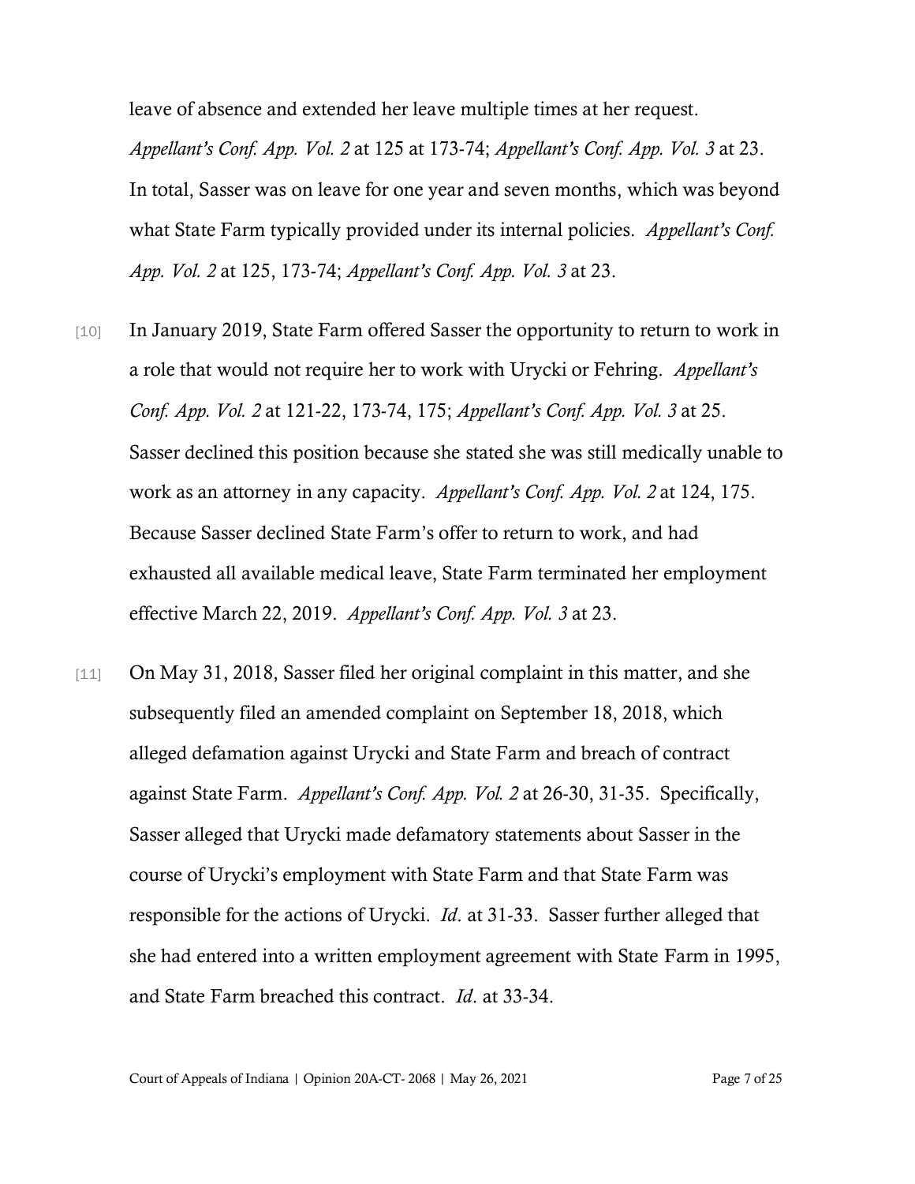leave of absence and extended her leave multiple times at her request. *Appellant's Conf. App. Vol. 2* at 125 at 173-74; *Appellant's Conf. App. Vol. 3* at 23. In total, Sasser was on leave for one year and seven months, which was beyond what State Farm typically provided under its internal policies. *Appellant's Conf. App. Vol. 2* at 125, 173-74; *Appellant's Conf. App. Vol. 3* at 23.

[10] In January 2019, State Farm offered Sasser the opportunity to return to work in a role that would not require her to work with Urycki or Fehring. *Appellant's Conf. App. Vol. 2* at 121-22, 173-74, 175; *Appellant's Conf. App. Vol. 3* at 25. Sasser declined this position because she stated she was still medically unable to work as an attorney in any capacity. *Appellant's Conf. App. Vol. 2* at 124, 175. Because Sasser declined State Farm's offer to return to work, and had exhausted all available medical leave, State Farm terminated her employment effective March 22, 2019. *Appellant's Conf. App. Vol. 3* at 23.

[11] On May 31, 2018, Sasser filed her original complaint in this matter, and she subsequently filed an amended complaint on September 18, 2018, which alleged defamation against Urycki and State Farm and breach of contract against State Farm. *Appellant's Conf. App. Vol. 2* at 26-30, 31-35. Specifically, Sasser alleged that Urycki made defamatory statements about Sasser in the course of Urycki's employment with State Farm and that State Farm was responsible for the actions of Urycki. *Id*. at 31-33. Sasser further alleged that she had entered into a written employment agreement with State Farm in 1995, and State Farm breached this contract. *Id*. at 33-34.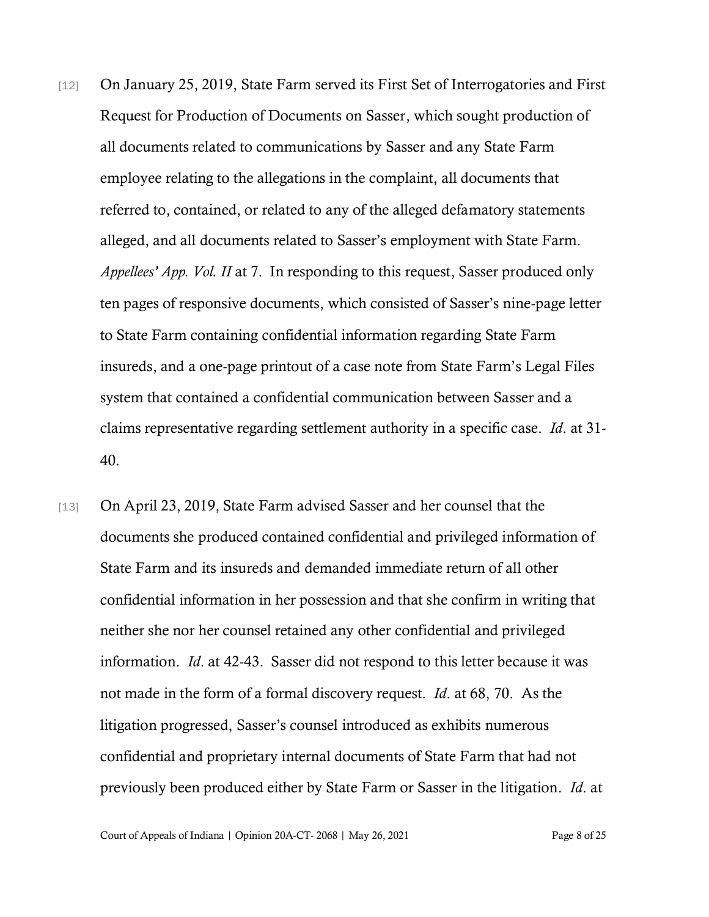[12] On January 25, 2019, State Farm served its First Set of Interrogatories and First Request for Production of Documents on Sasser, which sought production of all documents related to communications by Sasser and any State Farm employee relating to the allegations in the complaint, all documents that referred to, contained, or related to any of the alleged defamatory statements alleged, and all documents related to Sasser's employment with State Farm. *Appellees' App. Vol. II* at 7. In responding to this request, Sasser produced only ten pages of responsive documents, which consisted of Sasser's nine-page letter to State Farm containing confidential information regarding State Farm insureds, and a one-page printout of a case note from State Farm's Legal Files system that contained a confidential communication between Sasser and a claims representative regarding settlement authority in a specific case. *Id*. at 31-40.

[13] On April 23, 2019, State Farm advised Sasser and her counsel that the documents she produced contained confidential and privileged information of State Farm and its insureds and demanded immediate return of all other confidential information in her possession and that she confirm in writing that neither she nor her counsel retained any other confidential and privileged information. *Id*. at 42-43. Sasser did not respond to this letter because it was not made in the form of a formal discovery request. *Id*. at 68, 70. As the litigation progressed, Sasser's counsel introduced as exhibits numerous confidential and proprietary internal documents of State Farm that had not previously been produced either by State Farm or Sasser in the litigation. *Id*. at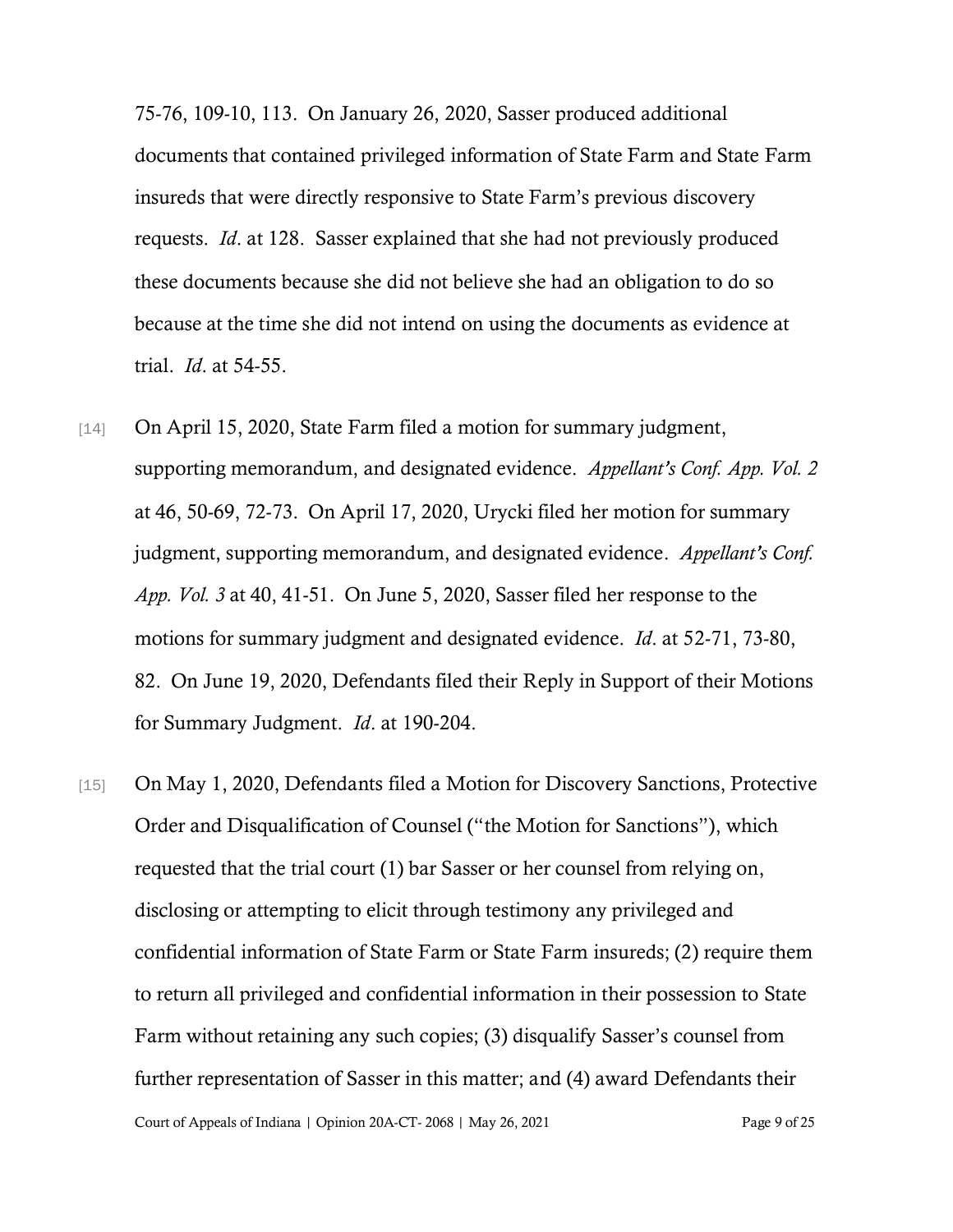75-76, 109-10, 113. On January 26, 2020, Sasser produced additional documents that contained privileged information of State Farm and State Farm insureds that were directly responsive to State Farm's previous discovery requests. *Id*. at 128. Sasser explained that she had not previously produced these documents because she did not believe she had an obligation to do so because at the time she did not intend on using the documents as evidence at trial. *Id*. at 54-55.

[14] On April 15, 2020, State Farm filed a motion for summary judgment, supporting memorandum, and designated evidence. *Appellant's Conf. App. Vol. 2* at 46, 50-69, 72-73. On April 17, 2020, Urycki filed her motion for summary judgment, supporting memorandum, and designated evidence. *Appellant's Conf. App. Vol. 3* at 40, 41-51. On June 5, 2020, Sasser filed her response to the motions for summary judgment and designated evidence. *Id*. at 52-71, 73-80, 82. On June 19, 2020, Defendants filed their Reply in Support of their Motions for Summary Judgment. *Id*. at 190-204.

[15] On May 1, 2020, Defendants filed a Motion for Discovery Sanctions, Protective Order and Disqualification of Counsel ("the Motion for Sanctions"), which requested that the trial court (1) bar Sasser or her counsel from relying on, disclosing or attempting to elicit through testimony any privileged and confidential information of State Farm or State Farm insureds; (2) require them to return all privileged and confidential information in their possession to State Farm without retaining any such copies; (3) disqualify Sasser's counsel from further representation of Sasser in this matter; and (4) award Defendants their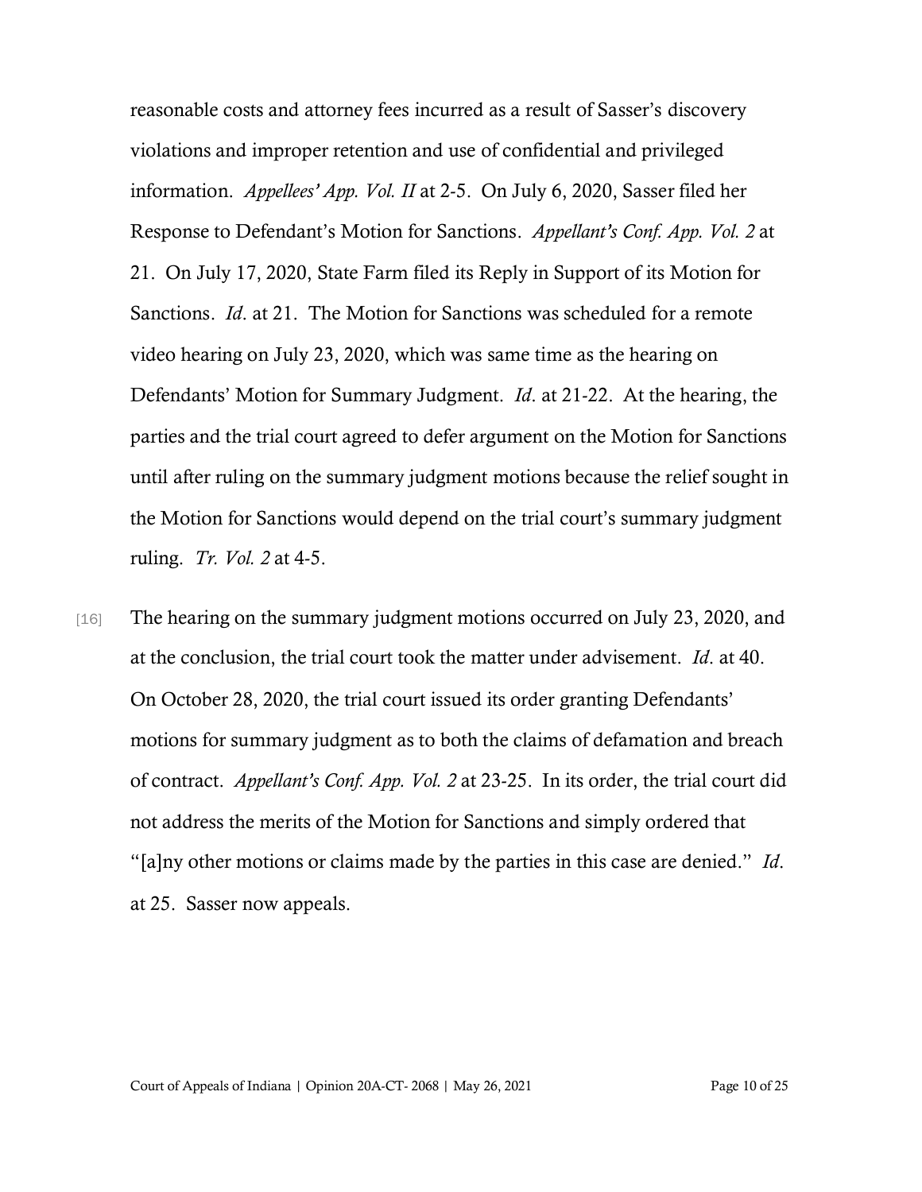reasonable costs and attorney fees incurred as a result of Sasser's discovery violations and improper retention and use of confidential and privileged information. *Appellees' App. Vol. II* at 2-5. On July 6, 2020, Sasser filed her Response to Defendant's Motion for Sanctions. *Appellant's Conf. App. Vol. 2* at 21. On July 17, 2020, State Farm filed its Reply in Support of its Motion for Sanctions. *Id*. at 21. The Motion for Sanctions was scheduled for a remote video hearing on July 23, 2020, which was same time as the hearing on Defendants' Motion for Summary Judgment. *Id*. at 21-22. At the hearing, the parties and the trial court agreed to defer argument on the Motion for Sanctions until after ruling on the summary judgment motions because the relief sought in the Motion for Sanctions would depend on the trial court's summary judgment ruling. *Tr. Vol. 2* at 4-5.

[16] The hearing on the summary judgment motions occurred on July 23, 2020, and at the conclusion, the trial court took the matter under advisement. *Id*. at 40. On October 28, 2020, the trial court issued its order granting Defendants' motions for summary judgment as to both the claims of defamation and breach of contract. *Appellant's Conf. App. Vol. 2* at 23-25. In its order, the trial court did not address the merits of the Motion for Sanctions and simply ordered that "[a]ny other motions or claims made by the parties in this case are denied." *Id*. at 25. Sasser now appeals.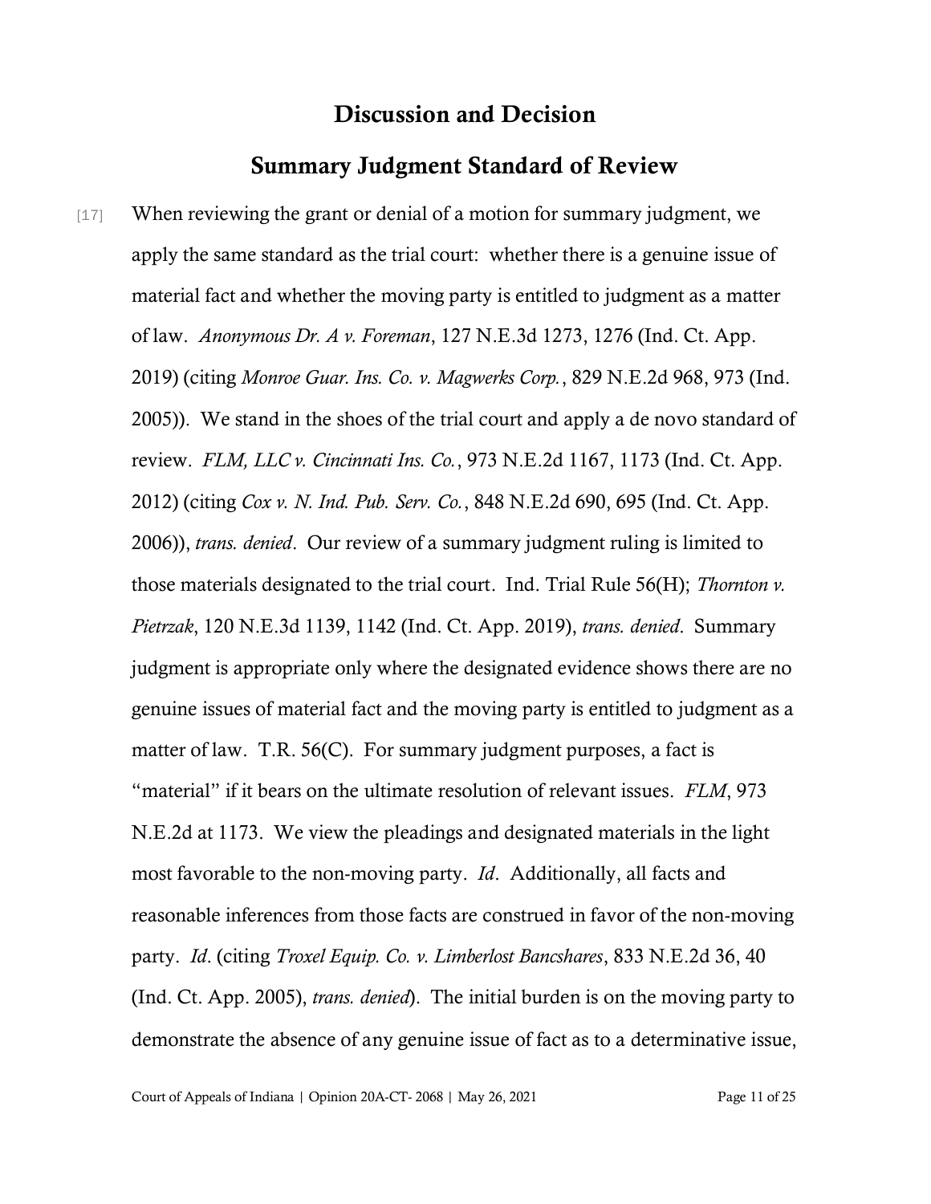## Discussion and Decision

## Summary Judgment Standard of Review

[17] When reviewing the grant or denial of a motion for summary judgment, we apply the same standard as the trial court: whether there is a genuine issue of material fact and whether the moving party is entitled to judgment as a matter of law. *Anonymous Dr. A v. Foreman*, 127 N.E.3d 1273, 1276 (Ind. Ct. App. 2019) (citing *Monroe Guar. Ins. Co. v. Magwerks Corp.*, 829 N.E.2d 968, 973 (Ind. 2005)). We stand in the shoes of the trial court and apply a de novo standard of review. *FLM, LLC v. Cincinnati Ins. Co.*, 973 N.E.2d 1167, 1173 (Ind. Ct. App. 2012) (citing *Cox v. N. Ind. Pub. Serv. Co.*, 848 N.E.2d 690, 695 (Ind. Ct. App. 2006)), *trans. denied*. Our review of a summary judgment ruling is limited to those materials designated to the trial court. Ind. Trial Rule 56(H); *Thornton v. Pietrzak*, 120 N.E.3d 1139, 1142 (Ind. Ct. App. 2019), *trans. denied*. Summary judgment is appropriate only where the designated evidence shows there are no genuine issues of material fact and the moving party is entitled to judgment as a matter of law. T.R. 56(C). For summary judgment purposes, a fact is "material" if it bears on the ultimate resolution of relevant issues. *FLM*, 973 N.E.2d at 1173. We view the pleadings and designated materials in the light most favorable to the non-moving party. *Id*. Additionally, all facts and reasonable inferences from those facts are construed in favor of the non-moving party. *Id*. (citing *Troxel Equip. Co. v. Limberlost Bancshares*, 833 N.E.2d 36, 40 (Ind. Ct. App. 2005), *trans. denied*). The initial burden is on the moving party to demonstrate the absence of any genuine issue of fact as to a determinative issue,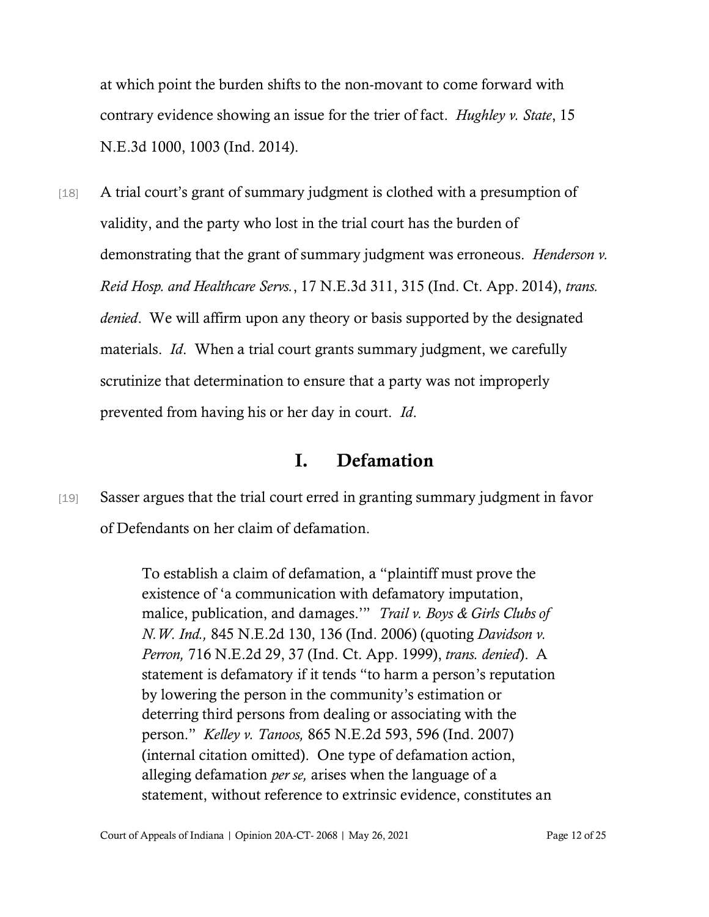at which point the burden shifts to the non-movant to come forward with contrary evidence showing an issue for the trier of fact. *Hughley v. State*, 15 N.E.3d 1000, 1003 (Ind. 2014).

[18] A trial court's grant of summary judgment is clothed with a presumption of validity, and the party who lost in the trial court has the burden of demonstrating that the grant of summary judgment was erroneous. *Henderson v. Reid Hosp. and Healthcare Servs.*, 17 N.E.3d 311, 315 (Ind. Ct. App. 2014), *trans. denied*. We will affirm upon any theory or basis supported by the designated materials. *Id*. When a trial court grants summary judgment, we carefully scrutinize that determination to ensure that a party was not improperly prevented from having his or her day in court. *Id*.

## I. Defamation

[19] Sasser argues that the trial court erred in granting summary judgment in favor of Defendants on her claim of defamation.

> To establish a claim of defamation, a "plaintiff must prove the existence of 'a communication with defamatory imputation, malice, publication, and damages.'" *Trail v. Boys & Girls Clubs of N.W. Ind.,* 845 N.E.2d 130, 136 (Ind. 2006) (quoting *Davidson v. Perron,* 716 N.E.2d 29, 37 (Ind. Ct. App. 1999), *trans. denied*). A statement is defamatory if it tends "to harm a person's reputation by lowering the person in the community's estimation or deterring third persons from dealing or associating with the person." *Kelley v. Tanoos,* 865 N.E.2d 593, 596 (Ind. 2007) (internal citation omitted). One type of defamation action, alleging defamation *per se,* arises when the language of a statement, without reference to extrinsic evidence, constitutes an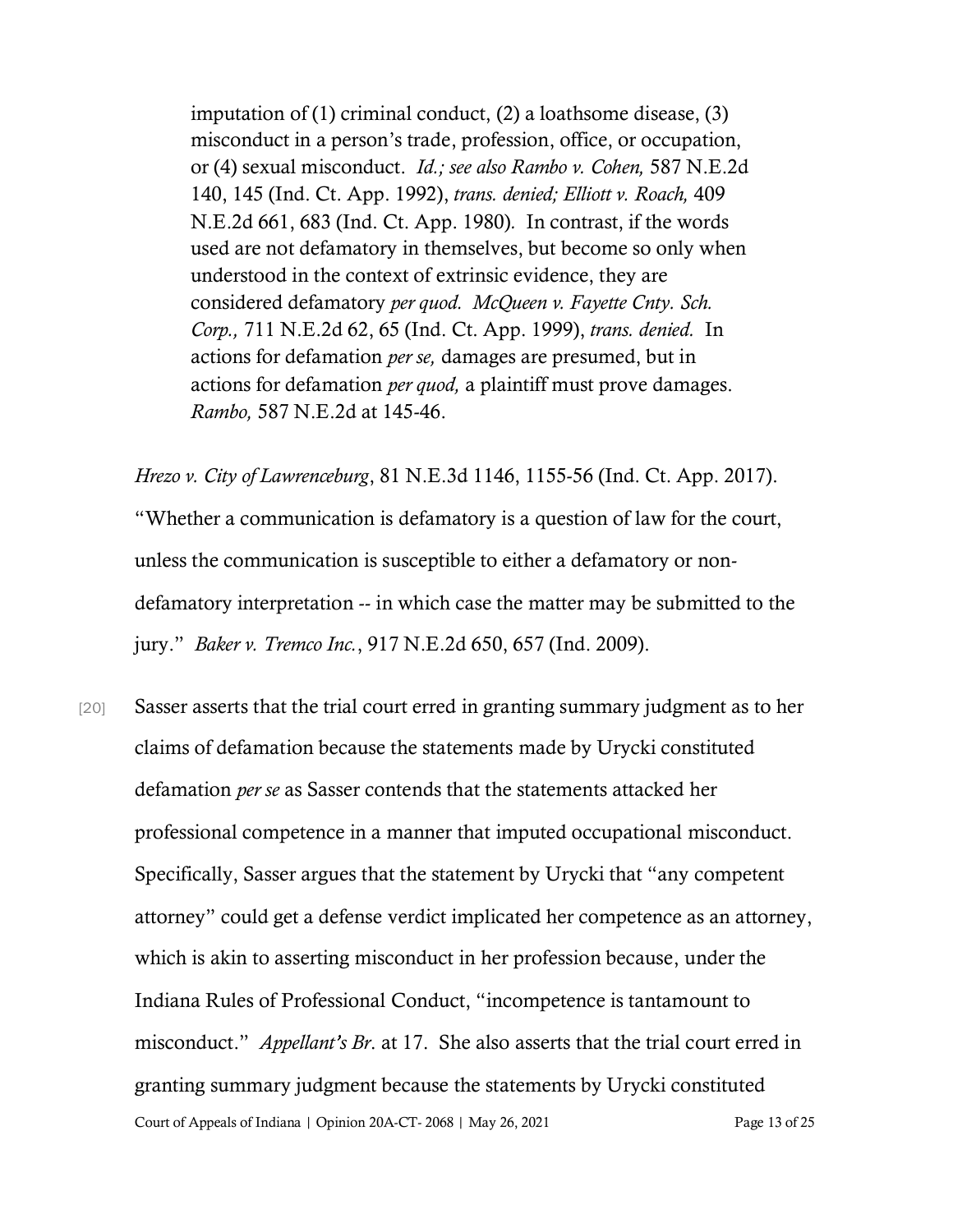> imputation of (1) criminal conduct, (2) a loathsome disease, (3) misconduct in a person's trade, profession, office, or occupation, or (4) sexual misconduct. *Id.; see also Rambo v. Cohen,* 587 N.E.2d 140, 145 (Ind. Ct. App. 1992), *trans. denied; Elliott v. Roach,* 409 N.E.2d 661, 683 (Ind. Ct. App. 1980). In contrast, if the words used are not defamatory in themselves, but become so only when understood in the context of extrinsic evidence, they are considered defamatory *per quod. McQueen v. Fayette Cnty. Sch. Corp.,* 711 N.E.2d 62, 65 (Ind. Ct. App. 1999), *trans. denied.* In actions for defamation *per se,* damages are presumed, but in actions for defamation *per quod,* a plaintiff must prove damages. *Rambo,* 587 N.E.2d at 145-46.

*Hrezo v. City of Lawrenceburg*, 81 N.E.3d 1146, 1155-56 (Ind. Ct. App. 2017). "Whether a communication is defamatory is a question of law for the court, unless the communication is susceptible to either a defamatory or non-defamatory interpretation -- in which case the matter may be submitted to the jury." *Baker v. Tremco Inc.*, 917 N.E.2d 650, 657 (Ind. 2009).

[20] Sasser asserts that the trial court erred in granting summary judgment as to her claims of defamation because the statements made by Urycki constituted defamation *per se* as Sasser contends that the statements attacked her professional competence in a manner that imputed occupational misconduct. Specifically, Sasser argues that the statement by Urycki that "any competent attorney" could get a defense verdict implicated her competence as an attorney, which is akin to asserting misconduct in her profession because, under the Indiana Rules of Professional Conduct, "incompetence is tantamount to misconduct." *Appellant's Br.* at 17. She also asserts that the trial court erred in granting summary judgment because the statements by Urycki constituted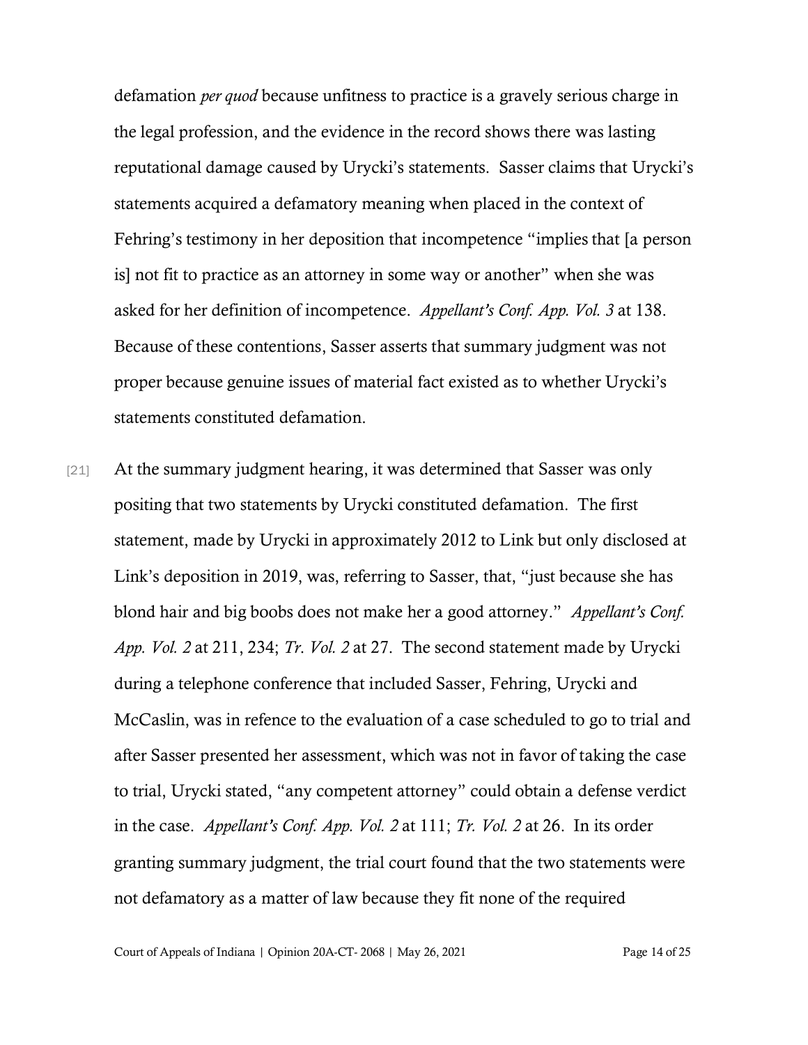defamation *per quod* because unfitness to practice is a gravely serious charge in the legal profession, and the evidence in the record shows there was lasting reputational damage caused by Urycki's statements. Sasser claims that Urycki's statements acquired a defamatory meaning when placed in the context of Fehring's testimony in her deposition that incompetence "implies that [a person is] not fit to practice as an attorney in some way or another" when she was asked for her definition of incompetence. *Appellant's Conf. App. Vol. 3* at 138. Because of these contentions, Sasser asserts that summary judgment was not proper because genuine issues of material fact existed as to whether Urycki's statements constituted defamation.

[21] At the summary judgment hearing, it was determined that Sasser was only positing that two statements by Urycki constituted defamation. The first statement, made by Urycki in approximately 2012 to Link but only disclosed at Link's deposition in 2019, was, referring to Sasser, that, "just because she has blond hair and big boobs does not make her a good attorney." *Appellant's Conf. App. Vol. 2* at 211, 234; *Tr. Vol. 2* at 27. The second statement made by Urycki during a telephone conference that included Sasser, Fehring, Urycki and McCaslin, was in refence to the evaluation of a case scheduled to go to trial and after Sasser presented her assessment, which was not in favor of taking the case to trial, Urycki stated, "any competent attorney" could obtain a defense verdict in the case. *Appellant's Conf. App. Vol. 2* at 111; *Tr. Vol. 2* at 26. In its order granting summary judgment, the trial court found that the two statements were not defamatory as a matter of law because they fit none of the required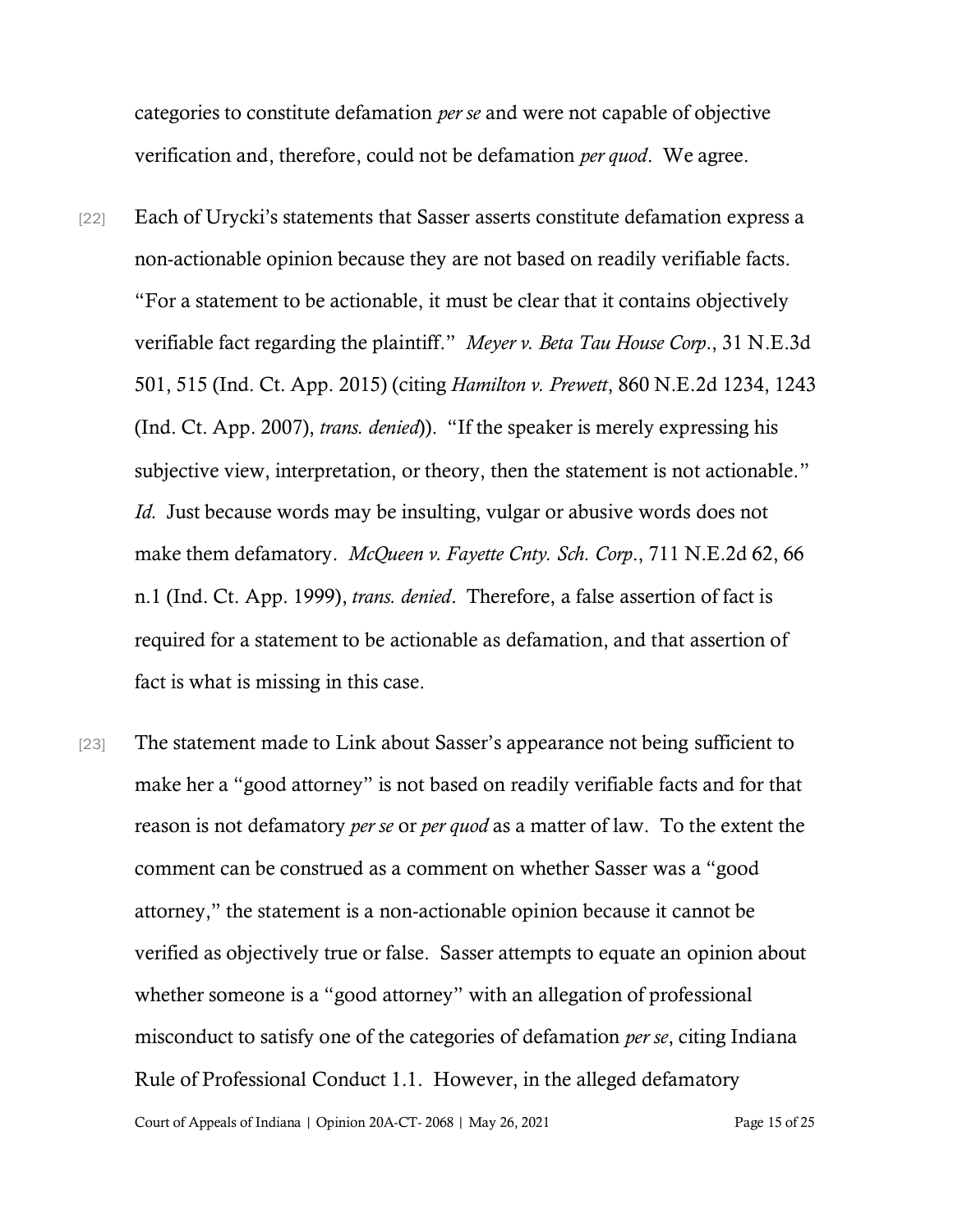categories to constitute defamation *per se* and were not capable of objective verification and, therefore, could not be defamation *per quod*. We agree.

[22] Each of Urycki's statements that Sasser asserts constitute defamation express a non-actionable opinion because they are not based on readily verifiable facts. "For a statement to be actionable, it must be clear that it contains objectively verifiable fact regarding the plaintiff." *Meyer v. Beta Tau House Corp*., 31 N.E.3d 501, 515 (Ind. Ct. App. 2015) (citing *Hamilton v. Prewett*, 860 N.E.2d 1234, 1243 (Ind. Ct. App. 2007), *trans. denied*)). "If the speaker is merely expressing his subjective view, interpretation, or theory, then the statement is not actionable." *Id.* Just because words may be insulting, vulgar or abusive words does not make them defamatory. *McQueen v. Fayette Cnty. Sch. Corp*., 711 N.E.2d 62, 66 n.1 (Ind. Ct. App. 1999), *trans. denied*. Therefore, a false assertion of fact is required for a statement to be actionable as defamation, and that assertion of fact is what is missing in this case.

[23] The statement made to Link about Sasser's appearance not being sufficient to make her a "good attorney" is not based on readily verifiable facts and for that reason is not defamatory *per se* or *per quod* as a matter of law. To the extent the comment can be construed as a comment on whether Sasser was a "good attorney," the statement is a non-actionable opinion because it cannot be verified as objectively true or false. Sasser attempts to equate an opinion about whether someone is a "good attorney" with an allegation of professional misconduct to satisfy one of the categories of defamation *per se*, citing Indiana Rule of Professional Conduct 1.1. However, in the alleged defamatory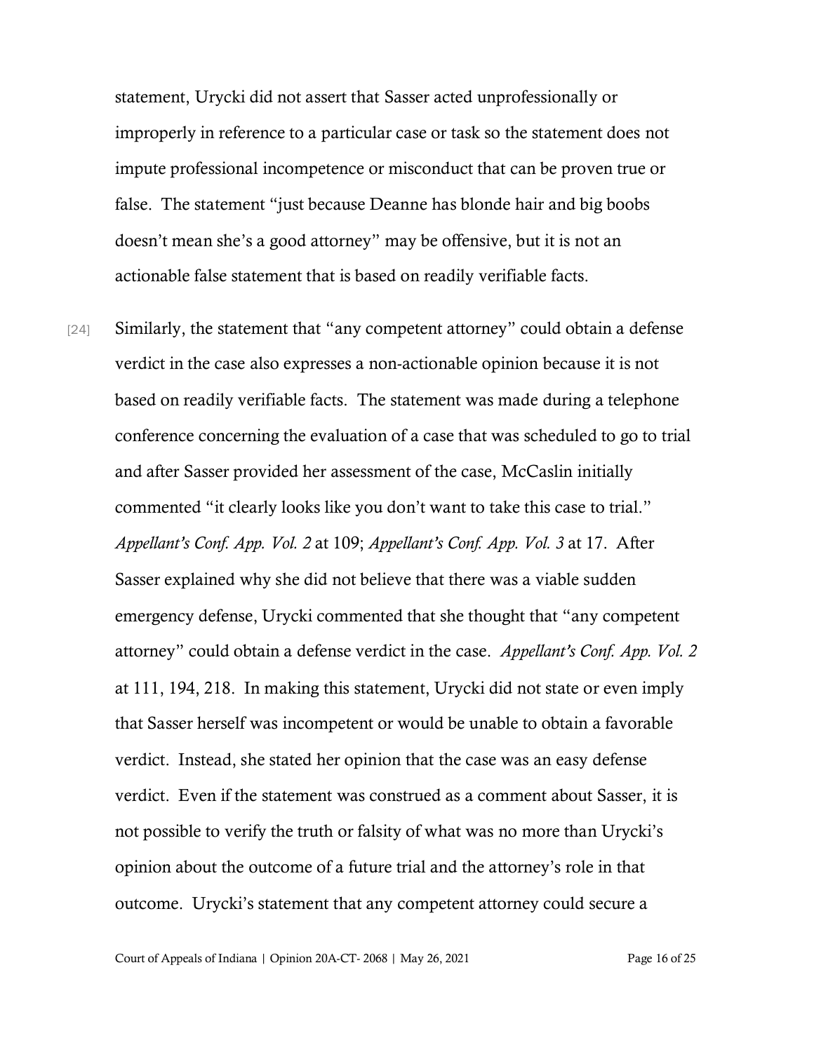statement, Urycki did not assert that Sasser acted unprofessionally or improperly in reference to a particular case or task so the statement does not impute professional incompetence or misconduct that can be proven true or false. The statement "just because Deanne has blonde hair and big boobs doesn't mean she's a good attorney" may be offensive, but it is not an actionable false statement that is based on readily verifiable facts.

[24] Similarly, the statement that "any competent attorney" could obtain a defense verdict in the case also expresses a non-actionable opinion because it is not based on readily verifiable facts. The statement was made during a telephone conference concerning the evaluation of a case that was scheduled to go to trial and after Sasser provided her assessment of the case, McCaslin initially commented "it clearly looks like you don't want to take this case to trial." *Appellant's Conf. App. Vol. 2* at 109; *Appellant's Conf. App. Vol. 3* at 17. After Sasser explained why she did not believe that there was a viable sudden emergency defense, Urycki commented that she thought that "any competent attorney" could obtain a defense verdict in the case. *Appellant's Conf. App. Vol. 2* at 111, 194, 218. In making this statement, Urycki did not state or even imply that Sasser herself was incompetent or would be unable to obtain a favorable verdict. Instead, she stated her opinion that the case was an easy defense verdict. Even if the statement was construed as a comment about Sasser, it is not possible to verify the truth or falsity of what was no more than Urycki's opinion about the outcome of a future trial and the attorney's role in that outcome. Urycki's statement that any competent attorney could secure a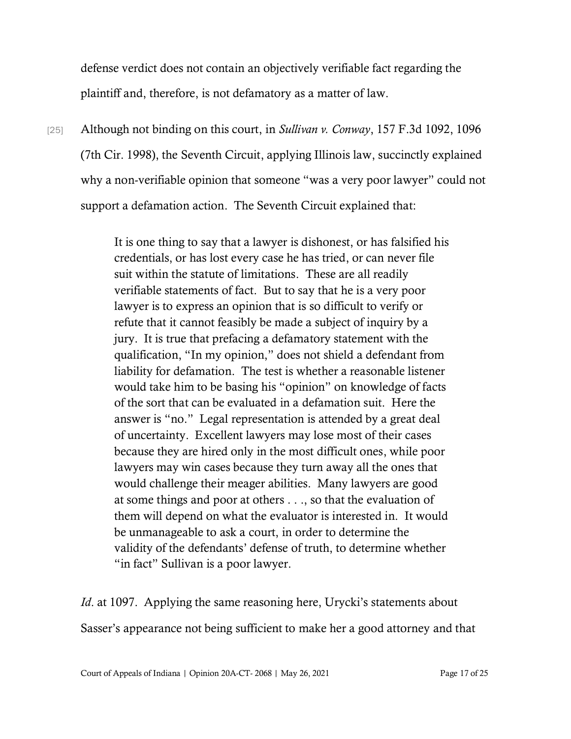defense verdict does not contain an objectively verifiable fact regarding the plaintiff and, therefore, is not defamatory as a matter of law.

[25] Although not binding on this court, in *Sullivan v. Conway*, 157 F.3d 1092, 1096 (7th Cir. 1998), the Seventh Circuit, applying Illinois law, succinctly explained why a non-verifiable opinion that someone "was a very poor lawyer" could not support a defamation action. The Seventh Circuit explained that:

> It is one thing to say that a lawyer is dishonest, or has falsified his credentials, or has lost every case he has tried, or can never file suit within the statute of limitations. These are all readily verifiable statements of fact. But to say that he is a very poor lawyer is to express an opinion that is so difficult to verify or refute that it cannot feasibly be made a subject of inquiry by a jury. It is true that prefacing a defamatory statement with the qualification, "In my opinion," does not shield a defendant from liability for defamation. The test is whether a reasonable listener would take him to be basing his "opinion" on knowledge of facts of the sort that can be evaluated in a defamation suit. Here the answer is "no." Legal representation is attended by a great deal of uncertainty. Excellent lawyers may lose most of their cases because they are hired only in the most difficult ones, while poor lawyers may win cases because they turn away all the ones that would challenge their meager abilities. Many lawyers are good at some things and poor at others . . ., so that the evaluation of them will depend on what the evaluator is interested in. It would be unmanageable to ask a court, in order to determine the validity of the defendants' defense of truth, to determine whether "in fact" Sullivan is a poor lawyer.

*Id*. at 1097. Applying the same reasoning here, Urycki's statements about Sasser's appearance not being sufficient to make her a good attorney and that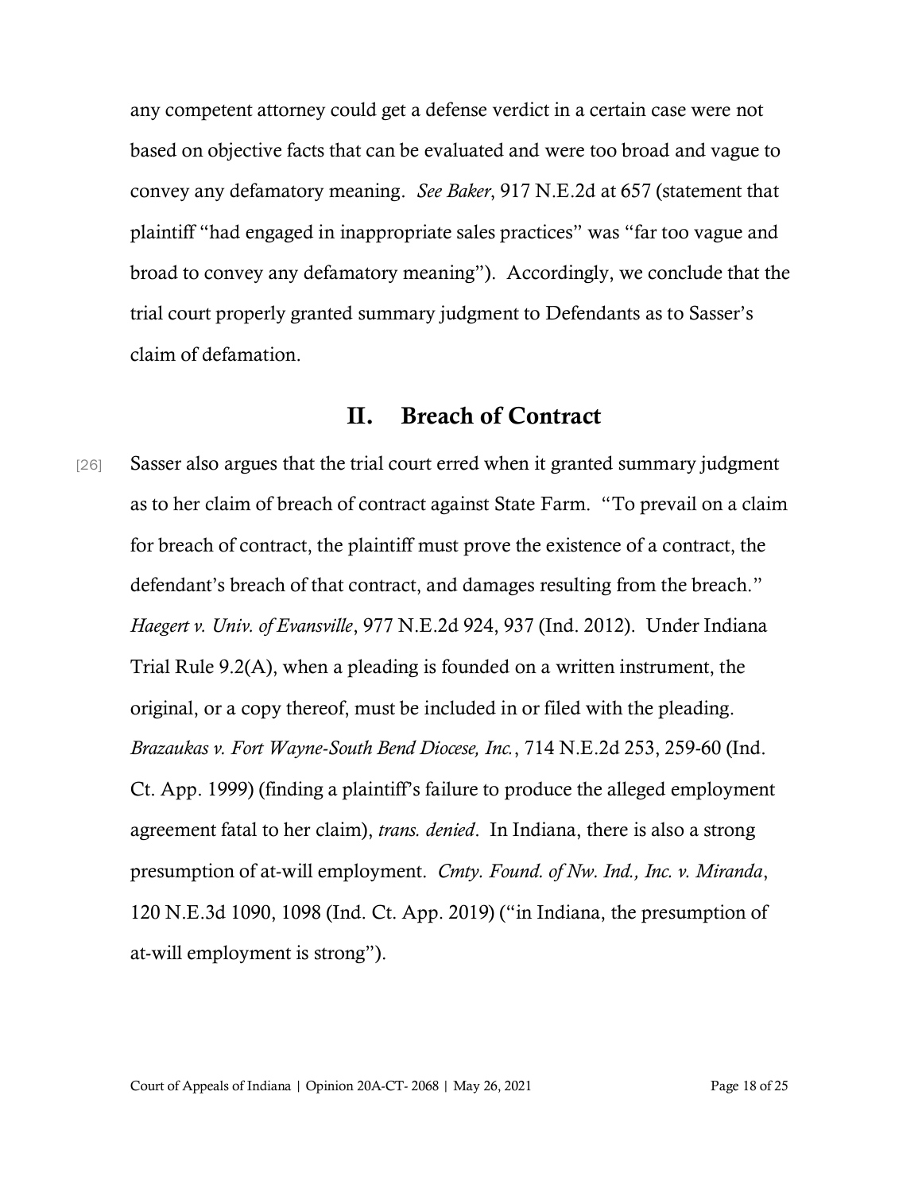any competent attorney could get a defense verdict in a certain case were not based on objective facts that can be evaluated and were too broad and vague to convey any defamatory meaning. *See Baker*, 917 N.E.2d at 657 (statement that plaintiff "had engaged in inappropriate sales practices" was "far too vague and broad to convey any defamatory meaning"). Accordingly, we conclude that the trial court properly granted summary judgment to Defendants as to Sasser's claim of defamation.

## II. Breach of Contract

[26] Sasser also argues that the trial court erred when it granted summary judgment as to her claim of breach of contract against State Farm. "To prevail on a claim for breach of contract, the plaintiff must prove the existence of a contract, the defendant's breach of that contract, and damages resulting from the breach." *Haegert v. Univ. of Evansville*, 977 N.E.2d 924, 937 (Ind. 2012). Under Indiana Trial Rule 9.2(A), when a pleading is founded on a written instrument, the original, or a copy thereof, must be included in or filed with the pleading. *Brazaukas v. Fort Wayne-South Bend Diocese, Inc.*, 714 N.E.2d 253, 259-60 (Ind. Ct. App. 1999) (finding a plaintiff's failure to produce the alleged employment agreement fatal to her claim), *trans. denied*. In Indiana, there is also a strong presumption of at-will employment. *Cmty. Found. of Nw. Ind., Inc. v. Miranda*, 120 N.E.3d 1090, 1098 (Ind. Ct. App. 2019) ("in Indiana, the presumption of at-will employment is strong").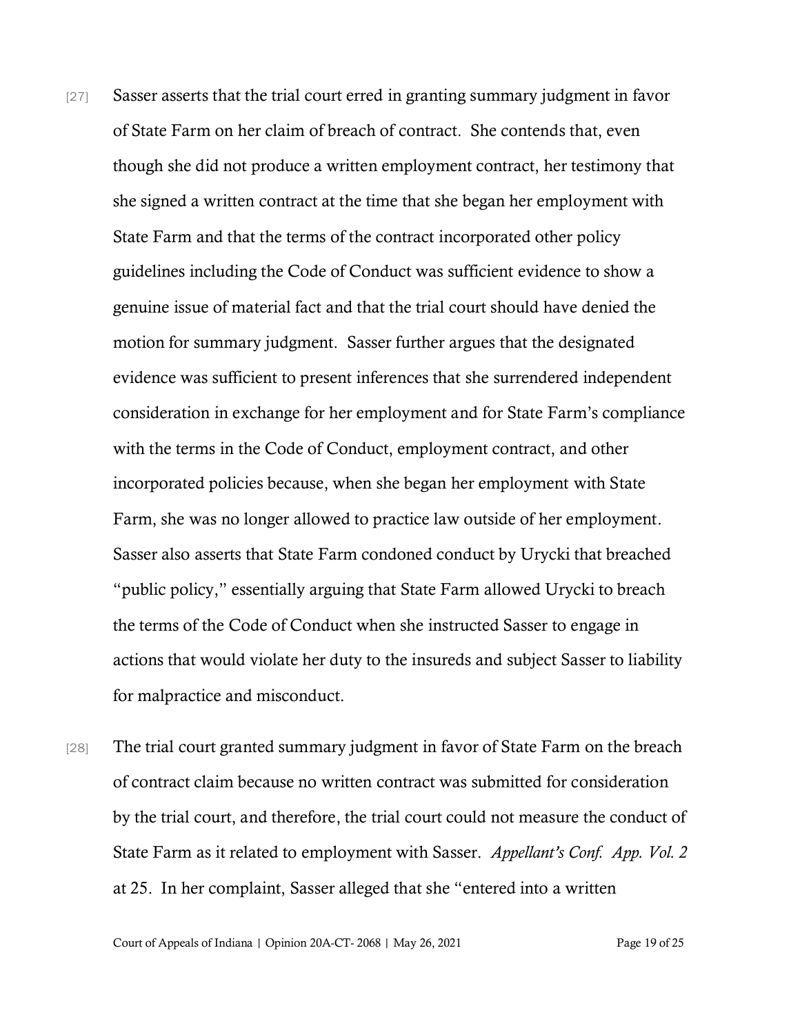[27] Sasser asserts that the trial court erred in granting summary judgment in favor of State Farm on her claim of breach of contract. She contends that, even though she did not produce a written employment contract, her testimony that she signed a written contract at the time that she began her employment with State Farm and that the terms of the contract incorporated other policy guidelines including the Code of Conduct was sufficient evidence to show a genuine issue of material fact and that the trial court should have denied the motion for summary judgment. Sasser further argues that the designated evidence was sufficient to present inferences that she surrendered independent consideration in exchange for her employment and for State Farm's compliance with the terms in the Code of Conduct, employment contract, and other incorporated policies because, when she began her employment with State Farm, she was no longer allowed to practice law outside of her employment. Sasser also asserts that State Farm condoned conduct by Urycki that breached "public policy," essentially arguing that State Farm allowed Urycki to breach the terms of the Code of Conduct when she instructed Sasser to engage in actions that would violate her duty to the insureds and subject Sasser to liability for malpractice and misconduct.

[28] The trial court granted summary judgment in favor of State Farm on the breach of contract claim because no written contract was submitted for consideration by the trial court, and therefore, the trial court could not measure the conduct of State Farm as it related to employment with Sasser. *Appellant's Conf. App. Vol. 2* at 25. In her complaint, Sasser alleged that she "entered into a written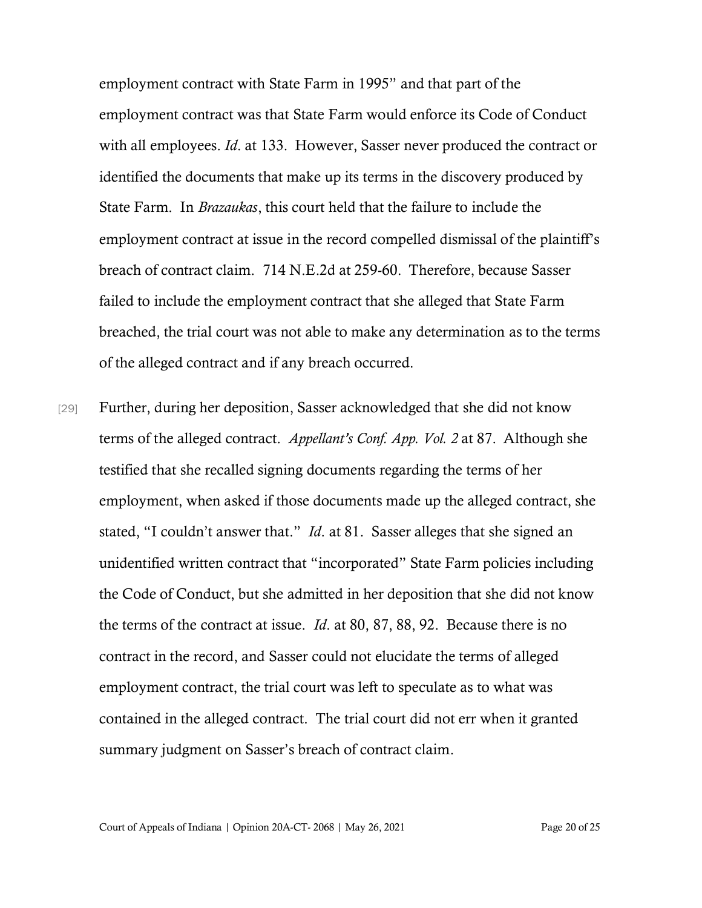employment contract with State Farm in 1995" and that part of the employment contract was that State Farm would enforce its Code of Conduct with all employees. *Id*. at 133. However, Sasser never produced the contract or identified the documents that make up its terms in the discovery produced by State Farm. In *Brazaukas*, this court held that the failure to include the employment contract at issue in the record compelled dismissal of the plaintiff's breach of contract claim. 714 N.E.2d at 259-60. Therefore, because Sasser failed to include the employment contract that she alleged that State Farm breached, the trial court was not able to make any determination as to the terms of the alleged contract and if any breach occurred.

[29] Further, during her deposition, Sasser acknowledged that she did not know terms of the alleged contract. *Appellant's Conf. App. Vol. 2* at 87. Although she testified that she recalled signing documents regarding the terms of her employment, when asked if those documents made up the alleged contract, she stated, "I couldn't answer that." *Id*. at 81. Sasser alleges that she signed an unidentified written contract that "incorporated" State Farm policies including the Code of Conduct, but she admitted in her deposition that she did not know the terms of the contract at issue. *Id*. at 80, 87, 88, 92. Because there is no contract in the record, and Sasser could not elucidate the terms of alleged employment contract, the trial court was left to speculate as to what was contained in the alleged contract. The trial court did not err when it granted summary judgment on Sasser's breach of contract claim.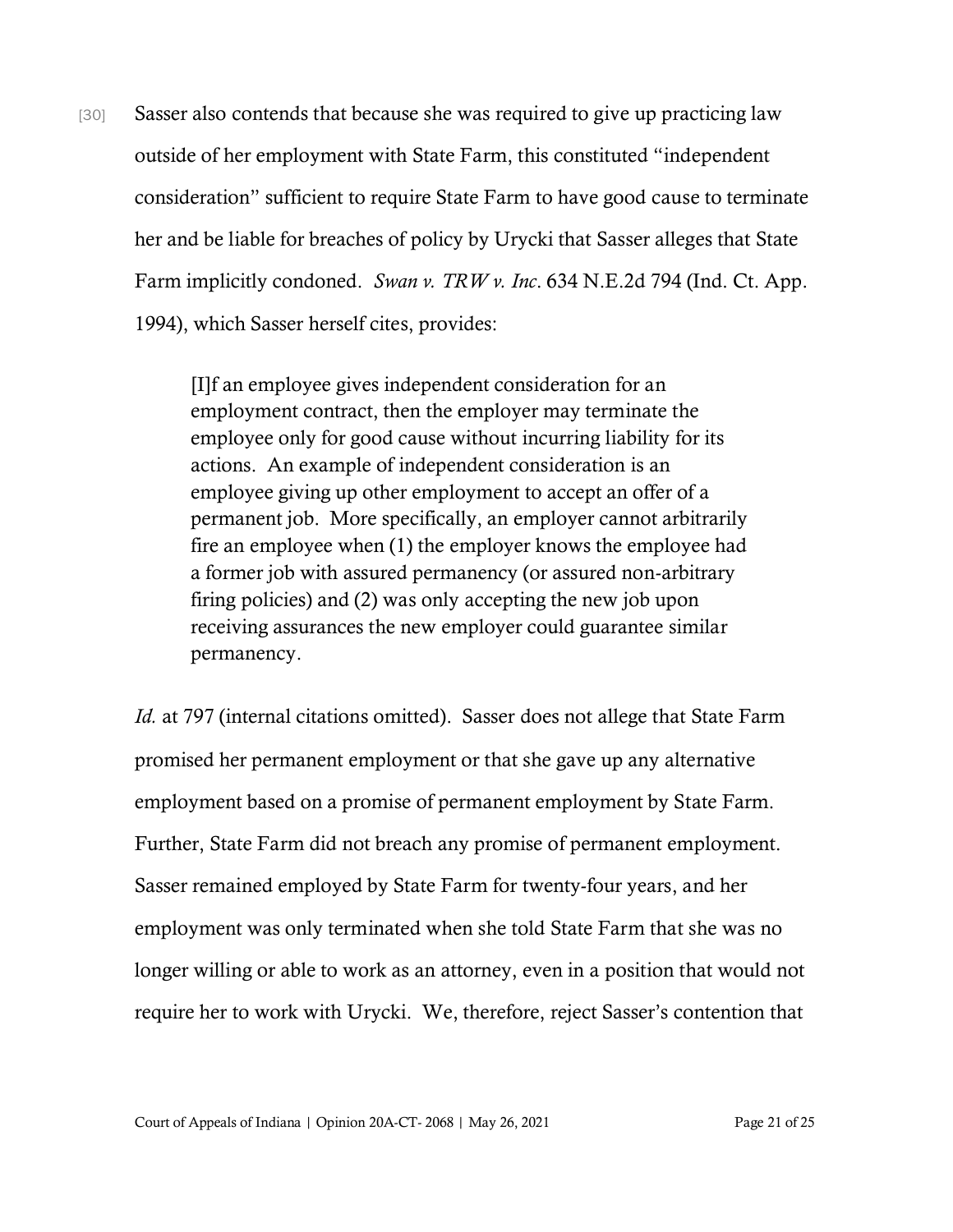[30] Sasser also contends that because she was required to give up practicing law outside of her employment with State Farm, this constituted "independent consideration" sufficient to require State Farm to have good cause to terminate her and be liable for breaches of policy by Urycki that Sasser alleges that State Farm implicitly condoned. *Swan v. TRW v. Inc*. 634 N.E.2d 794 (Ind. Ct. App. 1994), which Sasser herself cites, provides:

> [I]f an employee gives independent consideration for an employment contract, then the employer may terminate the employee only for good cause without incurring liability for its actions. An example of independent consideration is an employee giving up other employment to accept an offer of a permanent job. More specifically, an employer cannot arbitrarily fire an employee when (1) the employer knows the employee had a former job with assured permanency (or assured non-arbitrary firing policies) and (2) was only accepting the new job upon receiving assurances the new employer could guarantee similar permanency.

*Id.* at 797 (internal citations omitted). Sasser does not allege that State Farm promised her permanent employment or that she gave up any alternative employment based on a promise of permanent employment by State Farm. Further, State Farm did not breach any promise of permanent employment. Sasser remained employed by State Farm for twenty-four years, and her employment was only terminated when she told State Farm that she was no longer willing or able to work as an attorney, even in a position that would not require her to work with Urycki. We, therefore, reject Sasser's contention that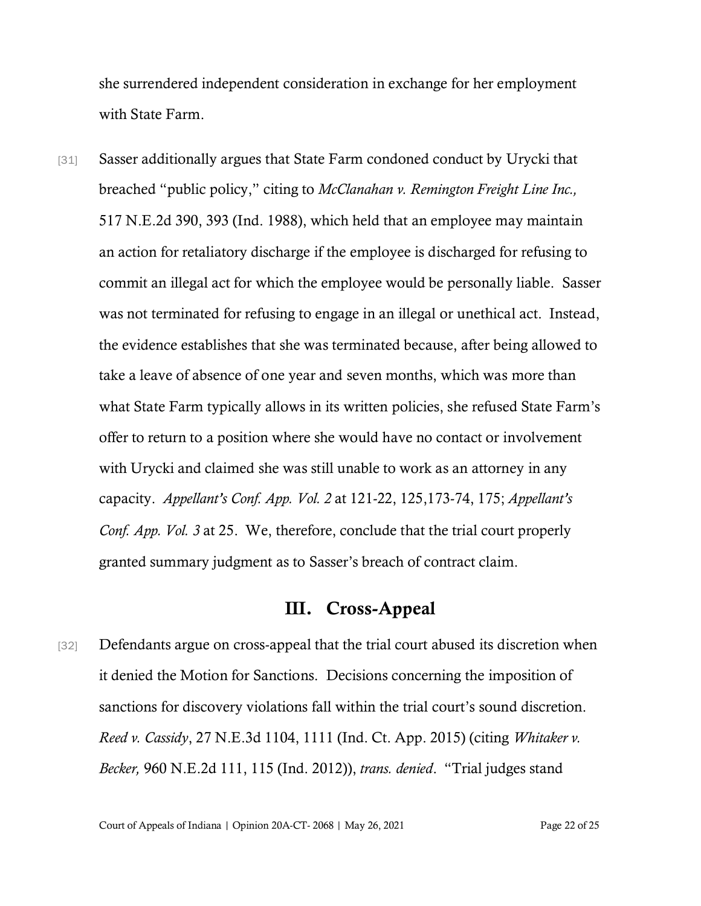she surrendered independent consideration in exchange for her employment with State Farm.

[31] Sasser additionally argues that State Farm condoned conduct by Urycki that breached "public policy," citing to *McClanahan v. Remington Freight Line Inc.,* 517 N.E.2d 390, 393 (Ind. 1988), which held that an employee may maintain an action for retaliatory discharge if the employee is discharged for refusing to commit an illegal act for which the employee would be personally liable. Sasser was not terminated for refusing to engage in an illegal or unethical act. Instead, the evidence establishes that she was terminated because, after being allowed to take a leave of absence of one year and seven months, which was more than what State Farm typically allows in its written policies, she refused State Farm's offer to return to a position where she would have no contact or involvement with Urycki and claimed she was still unable to work as an attorney in any capacity. *Appellant's Conf. App. Vol. 2* at 121-22, 125,173-74, 175; *Appellant's Conf. App. Vol. 3* at 25. We, therefore, conclude that the trial court properly granted summary judgment as to Sasser's breach of contract claim.

## III. Cross-Appeal

[32] Defendants argue on cross-appeal that the trial court abused its discretion when it denied the Motion for Sanctions. Decisions concerning the imposition of sanctions for discovery violations fall within the trial court's sound discretion. *Reed v. Cassidy*, 27 N.E.3d 1104, 1111 (Ind. Ct. App. 2015) (citing *Whitaker v. Becker,* 960 N.E.2d 111, 115 (Ind. 2012)), *trans. denied*. "Trial judges stand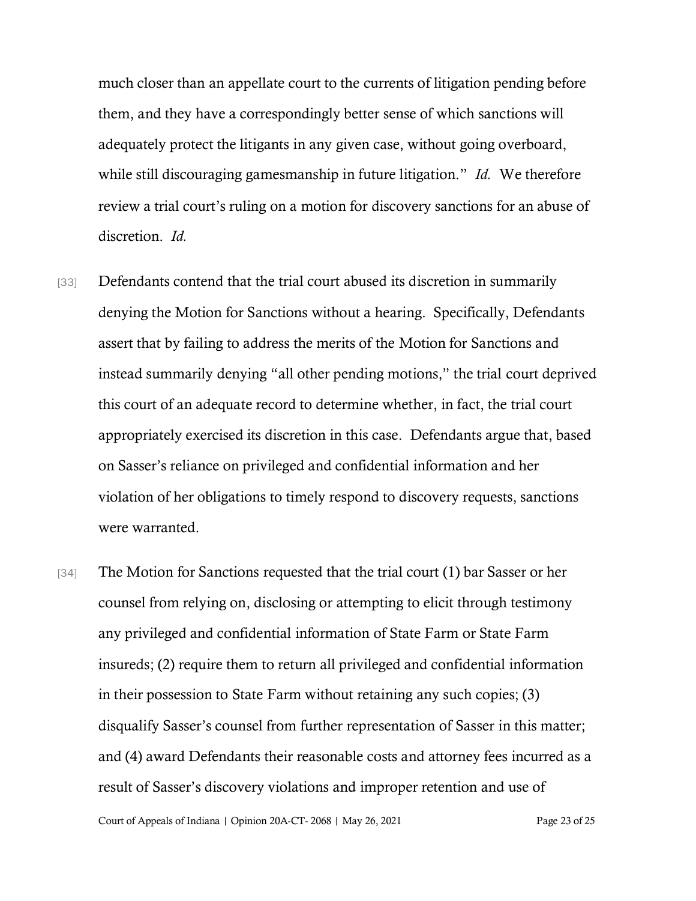much closer than an appellate court to the currents of litigation pending before them, and they have a correspondingly better sense of which sanctions will adequately protect the litigants in any given case, without going overboard, while still discouraging gamesmanship in future litigation." *Id.* We therefore review a trial court's ruling on a motion for discovery sanctions for an abuse of discretion. *Id.*

[33] Defendants contend that the trial court abused its discretion in summarily denying the Motion for Sanctions without a hearing. Specifically, Defendants assert that by failing to address the merits of the Motion for Sanctions and instead summarily denying "all other pending motions," the trial court deprived this court of an adequate record to determine whether, in fact, the trial court appropriately exercised its discretion in this case. Defendants argue that, based on Sasser's reliance on privileged and confidential information and her violation of her obligations to timely respond to discovery requests, sanctions were warranted.

[34] The Motion for Sanctions requested that the trial court (1) bar Sasser or her counsel from relying on, disclosing or attempting to elicit through testimony any privileged and confidential information of State Farm or State Farm insureds; (2) require them to return all privileged and confidential information in their possession to State Farm without retaining any such copies; (3) disqualify Sasser's counsel from further representation of Sasser in this matter; and (4) award Defendants their reasonable costs and attorney fees incurred as a result of Sasser's discovery violations and improper retention and use of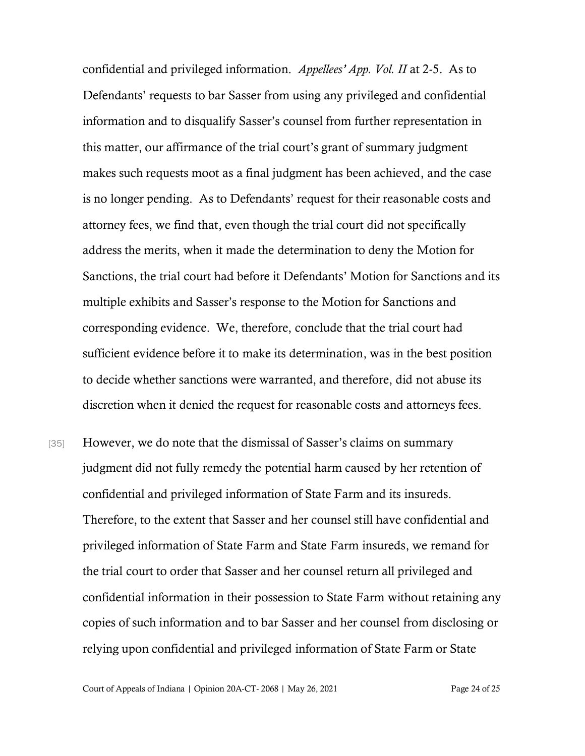confidential and privileged information. *Appellees' App. Vol. II* at 2-5. As to Defendants' requests to bar Sasser from using any privileged and confidential information and to disqualify Sasser's counsel from further representation in this matter, our affirmance of the trial court's grant of summary judgment makes such requests moot as a final judgment has been achieved, and the case is no longer pending. As to Defendants' request for their reasonable costs and attorney fees, we find that, even though the trial court did not specifically address the merits, when it made the determination to deny the Motion for Sanctions, the trial court had before it Defendants' Motion for Sanctions and its multiple exhibits and Sasser's response to the Motion for Sanctions and corresponding evidence. We, therefore, conclude that the trial court had sufficient evidence before it to make its determination, was in the best position to decide whether sanctions were warranted, and therefore, did not abuse its discretion when it denied the request for reasonable costs and attorneys fees.

[35] However, we do note that the dismissal of Sasser's claims on summary judgment did not fully remedy the potential harm caused by her retention of confidential and privileged information of State Farm and its insureds. Therefore, to the extent that Sasser and her counsel still have confidential and privileged information of State Farm and State Farm insureds, we remand for the trial court to order that Sasser and her counsel return all privileged and confidential information in their possession to State Farm without retaining any copies of such information and to bar Sasser and her counsel from disclosing or relying upon confidential and privileged information of State Farm or State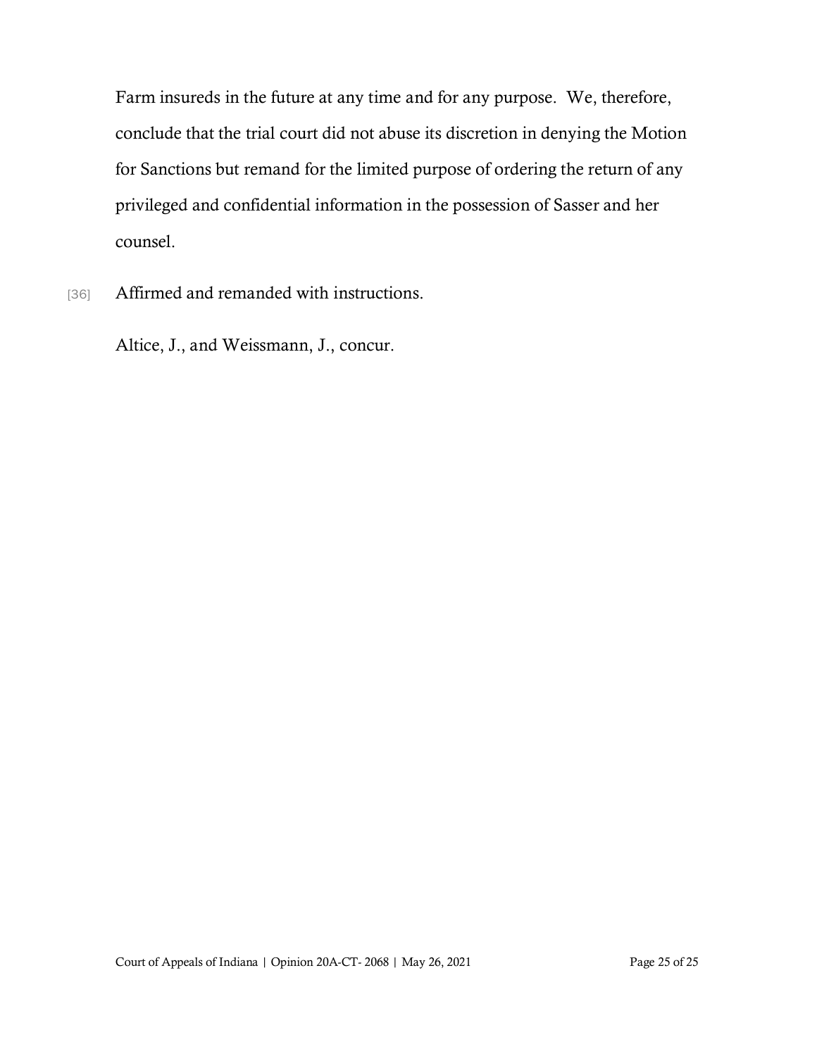Farm insureds in the future at any time and for any purpose. We, therefore, conclude that the trial court did not abuse its discretion in denying the Motion for Sanctions but remand for the limited purpose of ordering the return of any privileged and confidential information in the possession of Sasser and her counsel.

[36] Affirmed and remanded with instructions.

Altice, J., and Weissmann, J., concur.